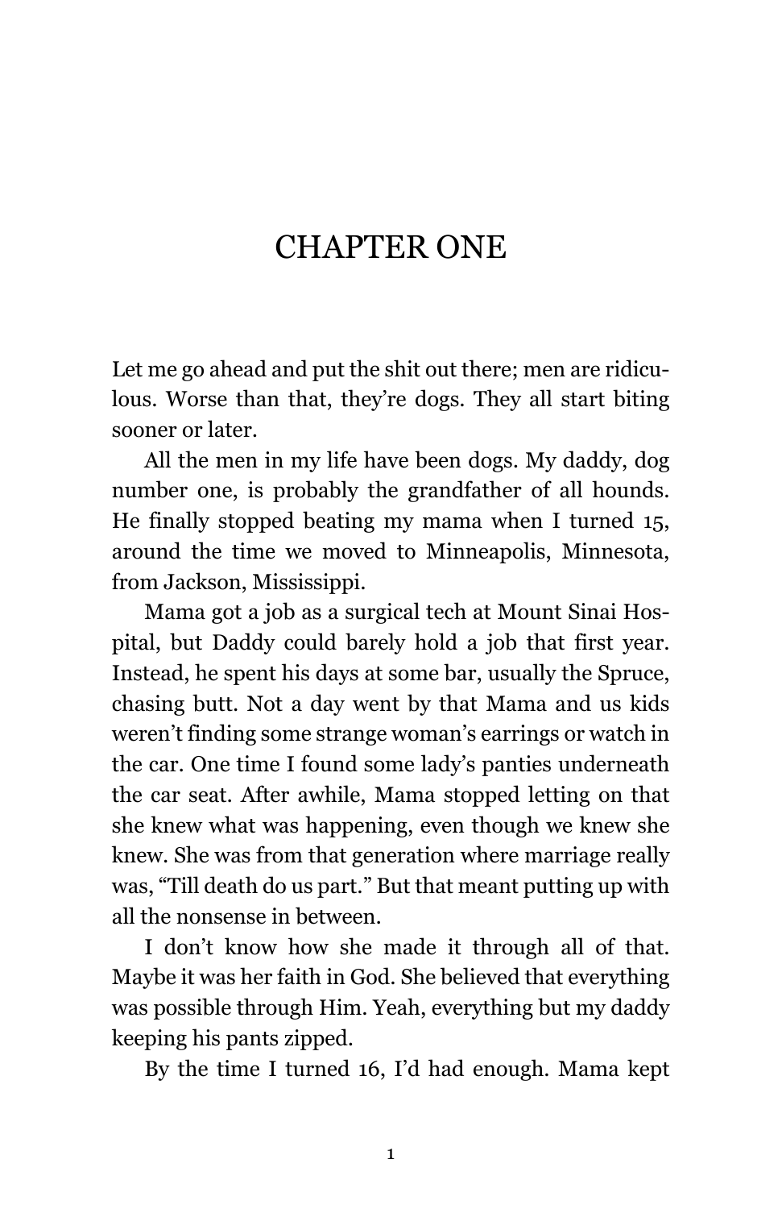# CHAPTER ONE

Let me go ahead and put the shit out there; men are ridiculous. Worse than that, they're dogs. They all start biting sooner or later.

All the men in my life have been dogs. My daddy, dog number one, is probably the grandfather of all hounds. He finally stopped beating my mama when I turned 15, around the time we moved to Minneapolis, Minnesota, from Jackson, Mississippi.

Mama got a job as a surgical tech at Mount Sinai Hospital, but Daddy could barely hold a job that first year. Instead, he spent his days at some bar, usually the Spruce, chasing butt. Not a day went by that Mama and us kids weren't finding some strange woman's earrings or watch in the car. One time I found some lady's panties underneath the car seat. After awhile, Mama stopped letting on that she knew what was happening, even though we knew she knew. She was from that generation where marriage really was, "Till death do us part." But that meant putting up with all the nonsense in between.

I don't know how she made it through all of that. Maybe it was her faith in God. She believed that everything was possible through Him. Yeah, everything but my daddy keeping his pants zipped.

By the time I turned 16, I'd had enough. Mama kept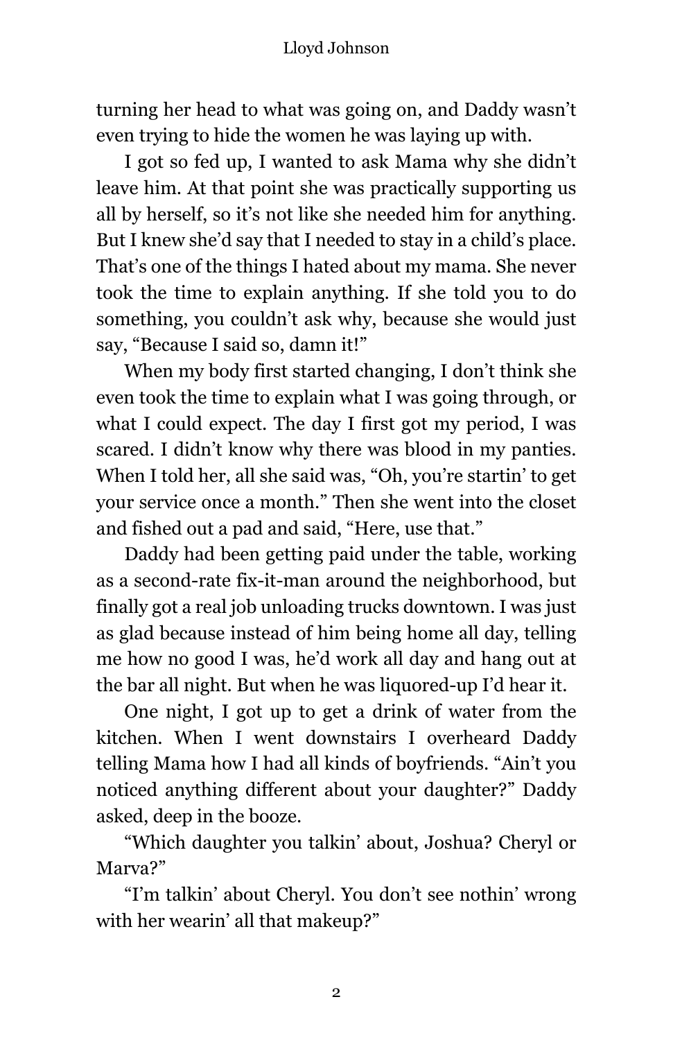turning her head to what was going on, and Daddy wasn't even trying to hide the women he was laying up with.

I got so fed up, I wanted to ask Mama why she didn't leave him. At that point she was practically supporting us all by herself, so it's not like she needed him for anything. But I knew she'd say that I needed to stay in a child's place. That's one of the things I hated about my mama. She never took the time to explain anything. If she told you to do something, you couldn't ask why, because she would just say, "Because I said so, damn it!"

When my body first started changing, I don't think she even took the time to explain what I was going through, or what I could expect. The day I first got my period, I was scared. I didn't know why there was blood in my panties. When I told her, all she said was, "Oh, you're startin' to get your service once a month." Then she went into the closet and fished out a pad and said, "Here, use that."

Daddy had been getting paid under the table, working as a second-rate fix-it-man around the neighborhood, but finally got a real job unloading trucks downtown. I was just as glad because instead of him being home all day, telling me how no good I was, he'd work all day and hang out at the bar all night. But when he was liquored-up I'd hear it.

One night, I got up to get a drink of water from the kitchen. When I went downstairs I overheard Daddy telling Mama how I had all kinds of boyfriends. "Ain't you noticed anything different about your daughter?" Daddy asked, deep in the booze.

"Which daughter you talkin' about, Joshua? Cheryl or Marva?"

"I'm talkin' about Cheryl. You don't see nothin' wrong with her wearin' all that makeup?"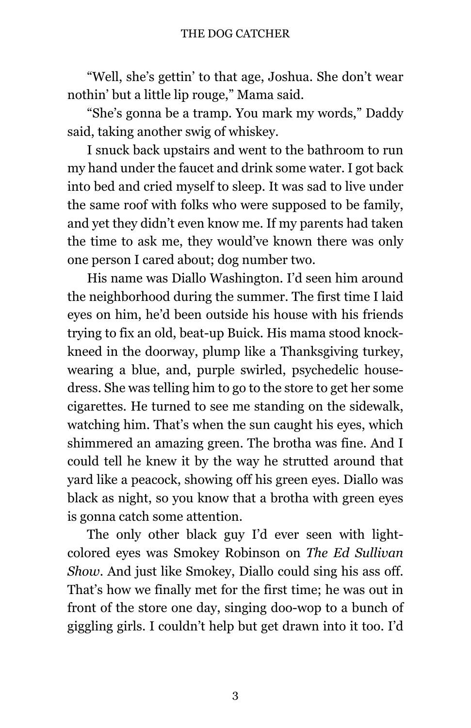"Well, she's gettin' to that age, Joshua. She don't wear nothin' but a little lip rouge," Mama said.

"She's gonna be a tramp. You mark my words," Daddy said, taking another swig of whiskey.

I snuck back upstairs and went to the bathroom to run my hand under the faucet and drink some water. I got back into bed and cried myself to sleep. It was sad to live under the same roof with folks who were supposed to be family, and yet they didn't even know me. If my parents had taken the time to ask me, they would've known there was only one person I cared about; dog number two.

His name was Diallo Washington. I'd seen him around the neighborhood during the summer. The first time I laid eyes on him, he'd been outside his house with his friends trying to fix an old, beat-up Buick. His mama stood knock-kneed in the doorway, plump like a Thanksgiving turkey, wearing a blue, and, purple swirled, psychedelic house-dress. She was telling him to go to the store to get her some cigarettes. He turned to see me standing on the sidewalk, watching him. That's when the sun caught his eyes, which shimmered an amazing green. The brotha was fine. And I could tell he knew it by the way he strutted around that yard like a peacock, showing off his green eyes. Diallo was black as night, so you know that a brotha with green eyes is gonna catch some attention.

The only other black guy I'd ever seen with light-colored eyes was Smokey Robinson on *The Ed Sullivan Show*. And just like Smokey, Diallo could sing his ass off. That's how we finally met for the first time; he was out in front of the store one day, singing doo-wop to a bunch of giggling girls. I couldn't help but get drawn into it too. I'd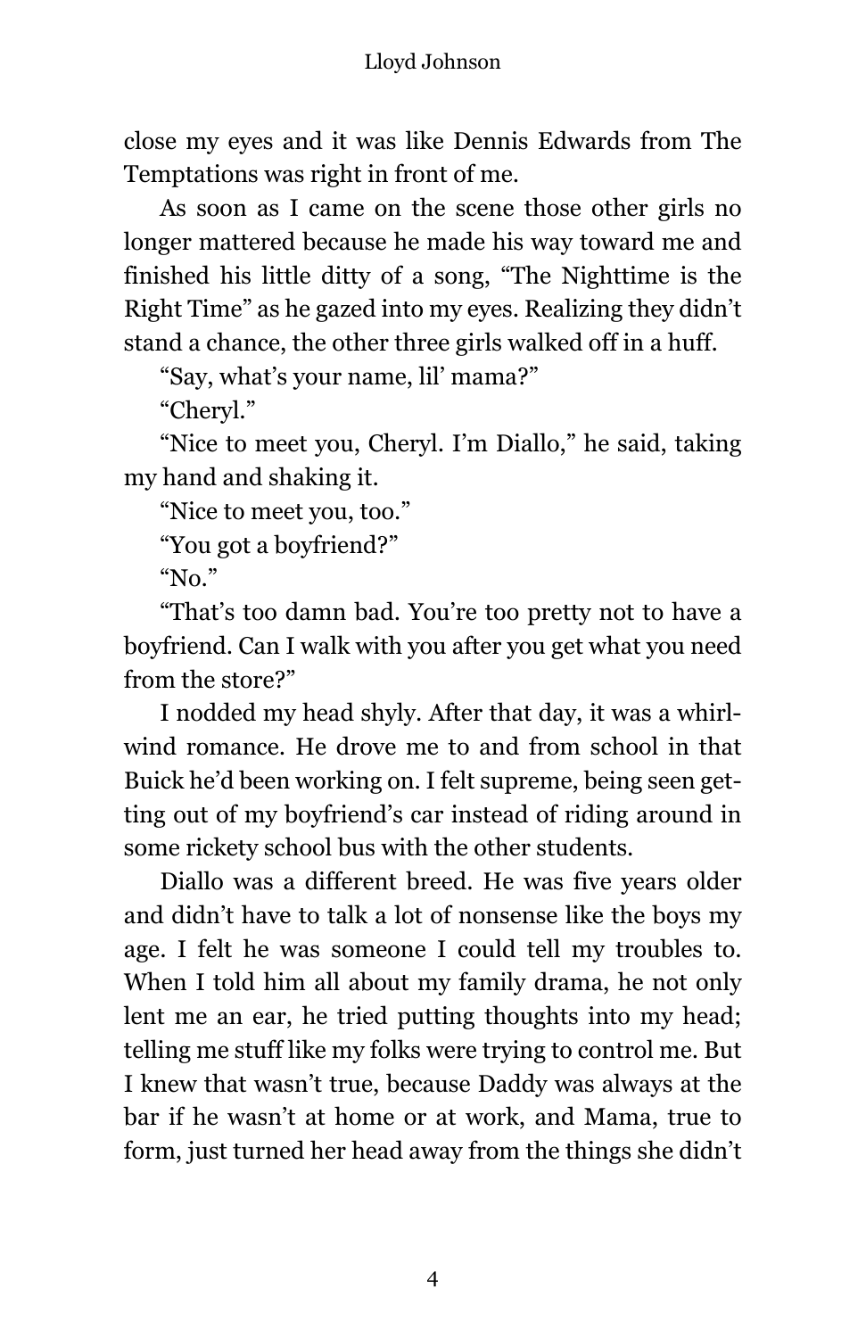close my eyes and it was like Dennis Edwards from The Temptations was right in front of me.

As soon as I came on the scene those other girls no longer mattered because he made his way toward me and finished his little ditty of a song, "The Nighttime is the Right Time" as he gazed into my eyes. Realizing they didn't stand a chance, the other three girls walked off in a huff.

"Say, what's your name, lil' mama?"

"Cheryl."

"Nice to meet you, Cheryl. I'm Diallo," he said, taking my hand and shaking it.

"Nice to meet you, too."

"You got a boyfriend?"

"No."

"That's too damn bad. You're too pretty not to have a boyfriend. Can I walk with you after you get what you need from the store?"

I nodded my head shyly. After that day, it was a whirlwind romance. He drove me to and from school in that Buick he'd been working on. I felt supreme, being seen getting out of my boyfriend's car instead of riding around in some rickety school bus with the other students.

Diallo was a different breed. He was five years older and didn't have to talk a lot of nonsense like the boys my age. I felt he was someone I could tell my troubles to. When I told him all about my family drama, he not only lent me an ear, he tried putting thoughts into my head; telling me stuff like my folks were trying to control me. But I knew that wasn't true, because Daddy was always at the bar if he wasn't at home or at work, and Mama, true to form, just turned her head away from the things she didn't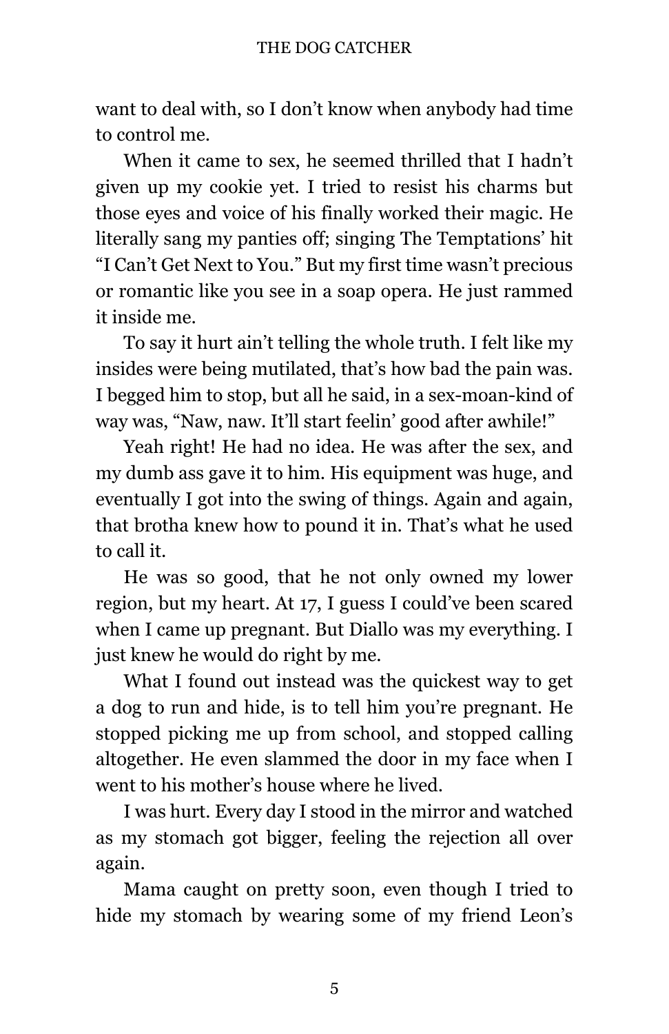want to deal with, so I don't know when anybody had time to control me.

When it came to sex, he seemed thrilled that I hadn't given up my cookie yet. I tried to resist his charms but those eyes and voice of his finally worked their magic. He literally sang my panties off; singing The Temptations' hit "I Can't Get Next to You." But my first time wasn't precious or romantic like you see in a soap opera. He just rammed it inside me.

To say it hurt ain't telling the whole truth. I felt like my insides were being mutilated, that's how bad the pain was. I begged him to stop, but all he said, in a sex-moan-kind of way was, "Naw, naw. It'll start feelin' good after awhile!"

Yeah right! He had no idea. He was after the sex, and my dumb ass gave it to him. His equipment was huge, and eventually I got into the swing of things. Again and again, that brotha knew how to pound it in. That's what he used to call it.

He was so good, that he not only owned my lower region, but my heart. At 17, I guess I could've been scared when I came up pregnant. But Diallo was my everything. I just knew he would do right by me.

What I found out instead was the quickest way to get a dog to run and hide, is to tell him you're pregnant. He stopped picking me up from school, and stopped calling altogether. He even slammed the door in my face when I went to his mother's house where he lived.

I was hurt. Every day I stood in the mirror and watched as my stomach got bigger, feeling the rejection all over again.

Mama caught on pretty soon, even though I tried to hide my stomach by wearing some of my friend Leon's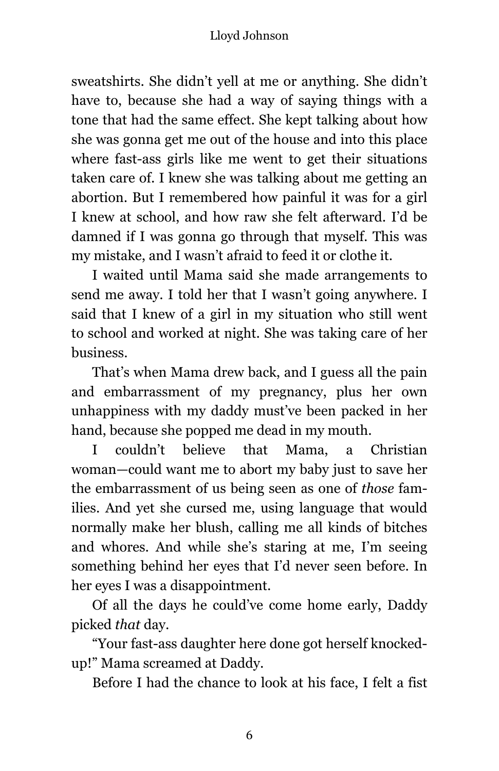sweatshirts. She didn't yell at me or anything. She didn't have to, because she had a way of saying things with a tone that had the same effect. She kept talking about how she was gonna get me out of the house and into this place where fast-ass girls like me went to get their situations taken care of. I knew she was talking about me getting an abortion. But I remembered how painful it was for a girl I knew at school, and how raw she felt afterward. I'd be damned if I was gonna go through that myself. This was my mistake, and I wasn't afraid to feed it or clothe it.

I waited until Mama said she made arrangements to send me away. I told her that I wasn't going anywhere. I said that I knew of a girl in my situation who still went to school and worked at night. She was taking care of her business.

That's when Mama drew back, and I guess all the pain and embarrassment of my pregnancy, plus her own unhappiness with my daddy must've been packed in her hand, because she popped me dead in my mouth.

I couldn't believe that Mama, a Christian woman—could want me to abort my baby just to save her the embarrassment of us being seen as one of *those* families. And yet she cursed me, using language that would normally make her blush, calling me all kinds of bitches and whores. And while she's staring at me, I'm seeing something behind her eyes that I'd never seen before. In her eyes I was a disappointment.

Of all the days he could've come home early, Daddy picked *that* day.

"Your fast-ass daughter here done got herself knocked-up!" Mama screamed at Daddy.

Before I had the chance to look at his face, I felt a fist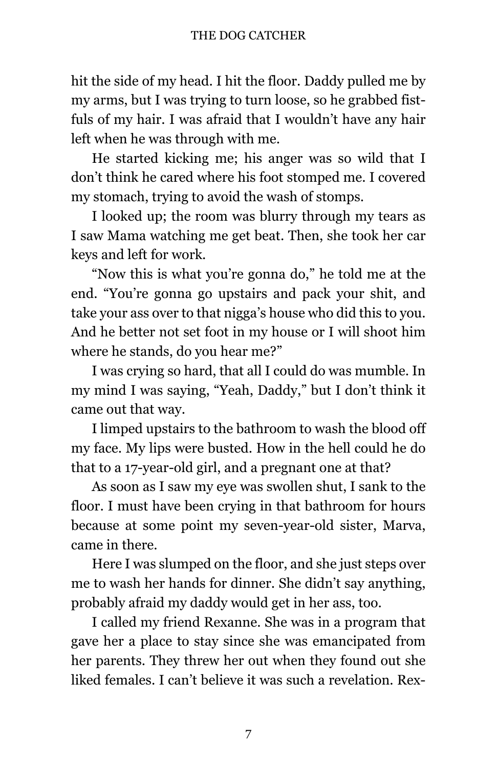hit the side of my head. I hit the floor. Daddy pulled me by my arms, but I was trying to turn loose, so he grabbed fistfuls of my hair. I was afraid that I wouldn't have any hair left when he was through with me.

He started kicking me; his anger was so wild that I don't think he cared where his foot stomped me. I covered my stomach, trying to avoid the wash of stomps.

I looked up; the room was blurry through my tears as I saw Mama watching me get beat. Then, she took her car keys and left for work.

"Now this is what you're gonna do," he told me at the end. "You're gonna go upstairs and pack your shit, and take your ass over to that nigga's house who did this to you. And he better not set foot in my house or I will shoot him where he stands, do you hear me?"

I was crying so hard, that all I could do was mumble. In my mind I was saying, "Yeah, Daddy," but I don't think it came out that way.

I limped upstairs to the bathroom to wash the blood off my face. My lips were busted. How in the hell could he do that to a 17-year-old girl, and a pregnant one at that?

As soon as I saw my eye was swollen shut, I sank to the floor. I must have been crying in that bathroom for hours because at some point my seven-year-old sister, Marva, came in there.

Here I was slumped on the floor, and she just steps over me to wash her hands for dinner. She didn't say anything, probably afraid my daddy would get in her ass, too.

I called my friend Rexanne. She was in a program that gave her a place to stay since she was emancipated from her parents. They threw her out when they found out she liked females. I can't believe it was such a revelation. Rex-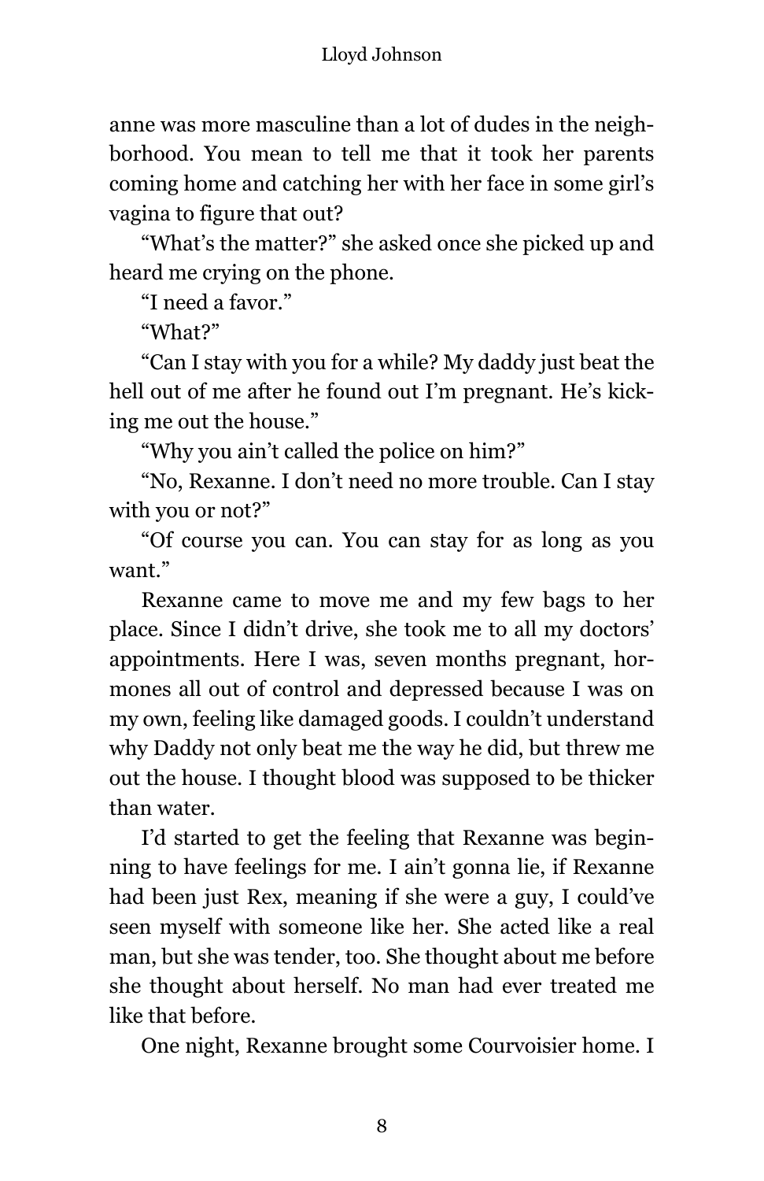anne was more masculine than a lot of dudes in the neighborhood. You mean to tell me that it took her parents coming home and catching her with her face in some girl's vagina to figure that out?

"What's the matter?" she asked once she picked up and heard me crying on the phone.

"I need a favor."

"What?"

"Can I stay with you for a while? My daddy just beat the hell out of me after he found out I'm pregnant. He's kicking me out the house."

"Why you ain't called the police on him?"

"No, Rexanne. I don't need no more trouble. Can I stay with you or not?"

"Of course you can. You can stay for as long as you want."

Rexanne came to move me and my few bags to her place. Since I didn't drive, she took me to all my doctors' appointments. Here I was, seven months pregnant, hormones all out of control and depressed because I was on my own, feeling like damaged goods. I couldn't understand why Daddy not only beat me the way he did, but threw me out the house. I thought blood was supposed to be thicker than water.

I'd started to get the feeling that Rexanne was beginning to have feelings for me. I ain't gonna lie, if Rexanne had been just Rex, meaning if she were a guy, I could've seen myself with someone like her. She acted like a real man, but she was tender, too. She thought about me before she thought about herself. No man had ever treated me like that before.

One night, Rexanne brought some Courvoisier home. I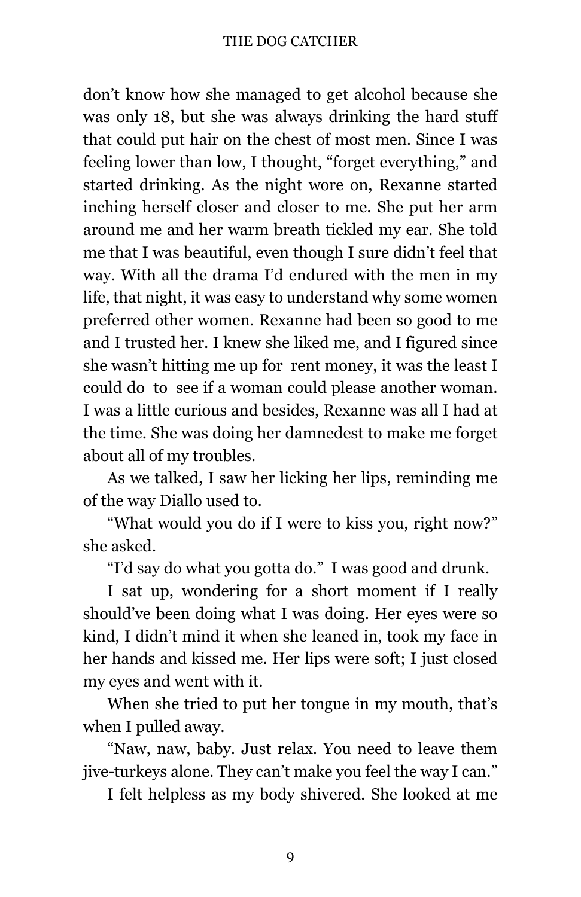don't know how she managed to get alcohol because she was only 18, but she was always drinking the hard stuff that could put hair on the chest of most men. Since I was feeling lower than low, I thought, "forget everything," and started drinking. As the night wore on, Rexanne started inching herself closer and closer to me. She put her arm around me and her warm breath tickled my ear. She told me that I was beautiful, even though I sure didn't feel that way. With all the drama I'd endured with the men in my life, that night, it was easy to understand why some women preferred other women. Rexanne had been so good to me and I trusted her. I knew she liked me, and I figured since she wasn't hitting me up for rent money, it was the least I could do to see if a woman could please another woman. I was a little curious and besides, Rexanne was all I had at the time. She was doing her damnedest to make me forget about all of my troubles.

As we talked, I saw her licking her lips, reminding me of the way Diallo used to.

"What would you do if I were to kiss you, right now?" she asked.

"I'd say do what you gotta do." I was good and drunk.

I sat up, wondering for a short moment if I really should've been doing what I was doing. Her eyes were so kind, I didn't mind it when she leaned in, took my face in her hands and kissed me. Her lips were soft; I just closed my eyes and went with it.

When she tried to put her tongue in my mouth, that's when I pulled away.

"Naw, naw, baby. Just relax. You need to leave them jive-turkeys alone. They can't make you feel the way I can."

I felt helpless as my body shivered. She looked at me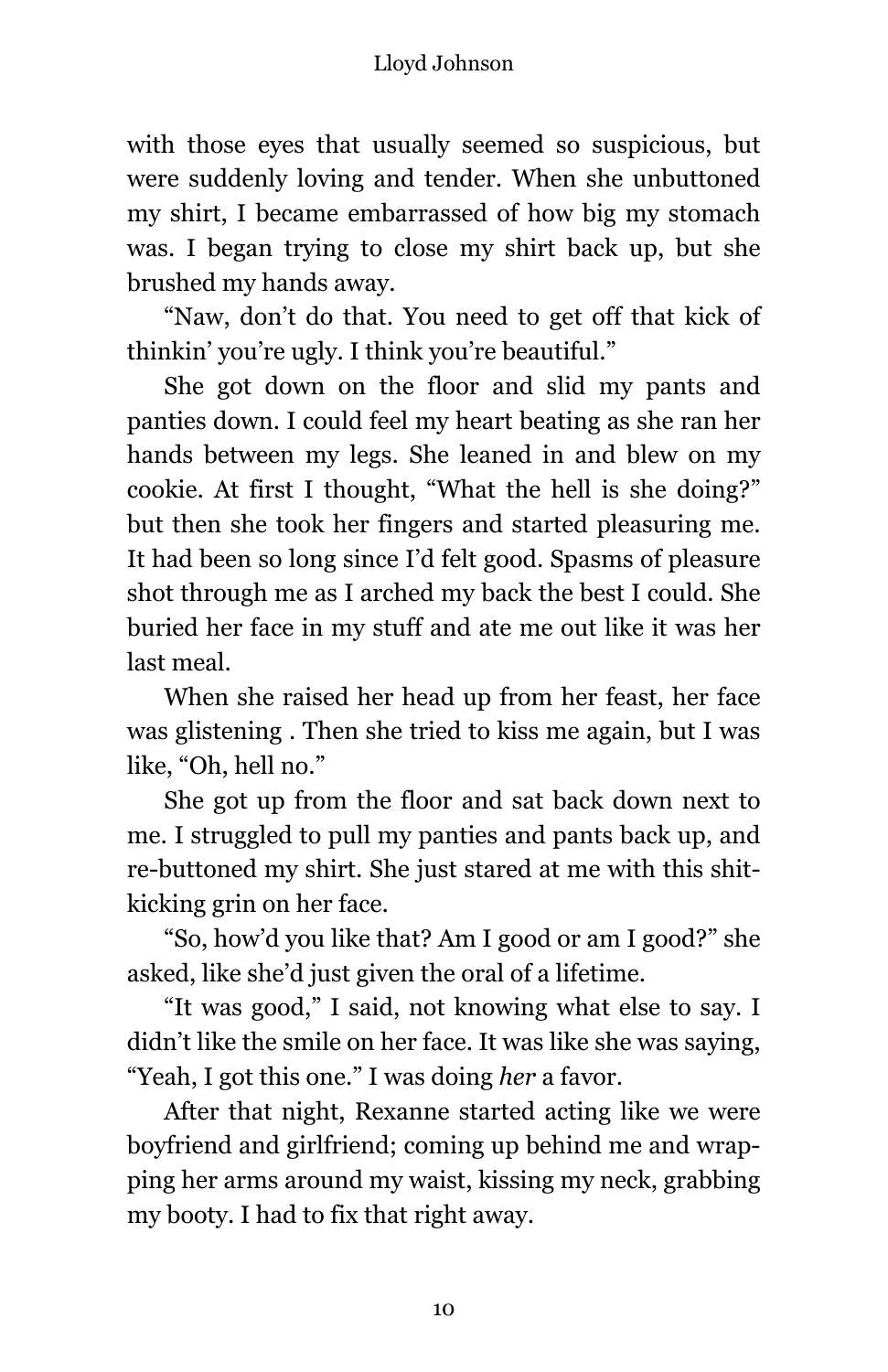with those eyes that usually seemed so suspicious, but were suddenly loving and tender. When she unbuttoned my shirt, I became embarrassed of how big my stomach was. I began trying to close my shirt back up, but she brushed my hands away.

"Naw, don't do that. You need to get off that kick of thinkin' you're ugly. I think you're beautiful."

She got down on the floor and slid my pants and panties down. I could feel my heart beating as she ran her hands between my legs. She leaned in and blew on my cookie. At first I thought, "What the hell is she doing?" but then she took her fingers and started pleasuring me. It had been so long since I'd felt good. Spasms of pleasure shot through me as I arched my back the best I could. She buried her face in my stuff and ate me out like it was her last meal.

When she raised her head up from her feast, her face was glistening . Then she tried to kiss me again, but I was like, "Oh, hell no."

She got up from the floor and sat back down next to me. I struggled to pull my panties and pants back up, and re-buttoned my shirt. She just stared at me with this shit-kicking grin on her face.

"So, how'd you like that? Am I good or am I good?" she asked, like she'd just given the oral of a lifetime.

"It was good," I said, not knowing what else to say. I didn't like the smile on her face. It was like she was saying, "Yeah, I got this one." I was doing *her* a favor.

After that night, Rexanne started acting like we were boyfriend and girlfriend; coming up behind me and wrapping her arms around my waist, kissing my neck, grabbing my booty. I had to fix that right away.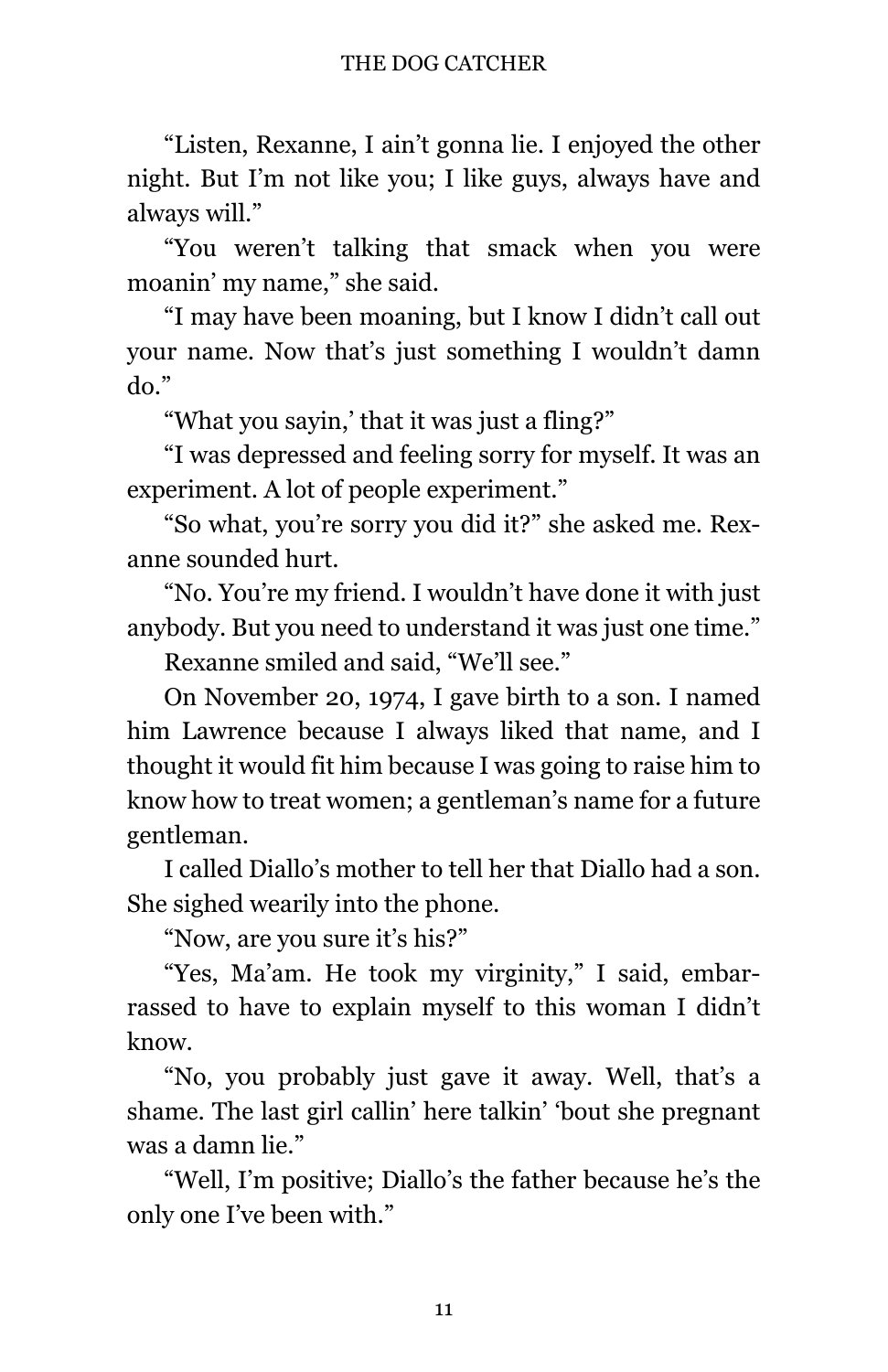"Listen, Rexanne, I ain't gonna lie. I enjoyed the other night. But I'm not like you; I like guys, always have and always will."

"You weren't talking that smack when you were moanin' my name," she said.

"I may have been moaning, but I know I didn't call out your name. Now that's just something I wouldn't damn do."

"What you sayin,' that it was just a fling?"

"I was depressed and feeling sorry for myself. It was an experiment. A lot of people experiment."

"So what, you're sorry you did it?" she asked me. Rexanne sounded hurt.

"No. You're my friend. I wouldn't have done it with just anybody. But you need to understand it was just one time."

Rexanne smiled and said, "We'll see."

On November 20, 1974, I gave birth to a son. I named him Lawrence because I always liked that name, and I thought it would fit him because I was going to raise him to know how to treat women; a gentleman's name for a future gentleman.

I called Diallo's mother to tell her that Diallo had a son. She sighed wearily into the phone.

"Now, are you sure it's his?"

"Yes, Ma'am. He took my virginity," I said, embarrassed to have to explain myself to this woman I didn't know.

"No, you probably just gave it away. Well, that's a shame. The last girl callin' here talkin' 'bout she pregnant was a damn lie."

"Well, I'm positive; Diallo's the father because he's the only one I've been with."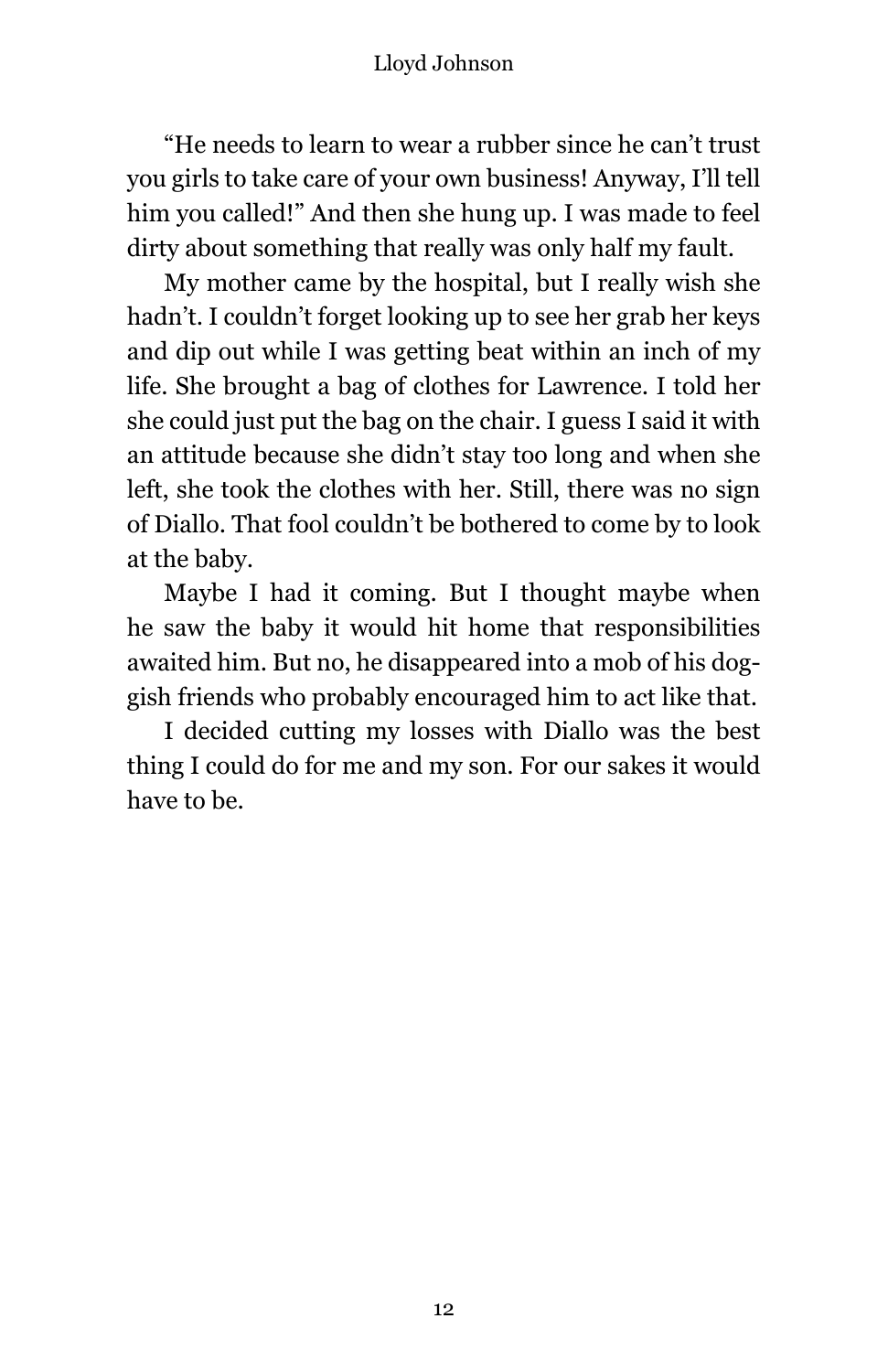"He needs to learn to wear a rubber since he can't trust you girls to take care of your own business! Anyway, I'll tell him you called!" And then she hung up. I was made to feel dirty about something that really was only half my fault.

My mother came by the hospital, but I really wish she hadn't. I couldn't forget looking up to see her grab her keys and dip out while I was getting beat within an inch of my life. She brought a bag of clothes for Lawrence. I told her she could just put the bag on the chair. I guess I said it with an attitude because she didn't stay too long and when she left, she took the clothes with her. Still, there was no sign of Diallo. That fool couldn't be bothered to come by to look at the baby.

Maybe I had it coming. But I thought maybe when he saw the baby it would hit home that responsibilities awaited him. But no, he disappeared into a mob of his doggish friends who probably encouraged him to act like that.

I decided cutting my losses with Diallo was the best thing I could do for me and my son. For our sakes it would have to be.